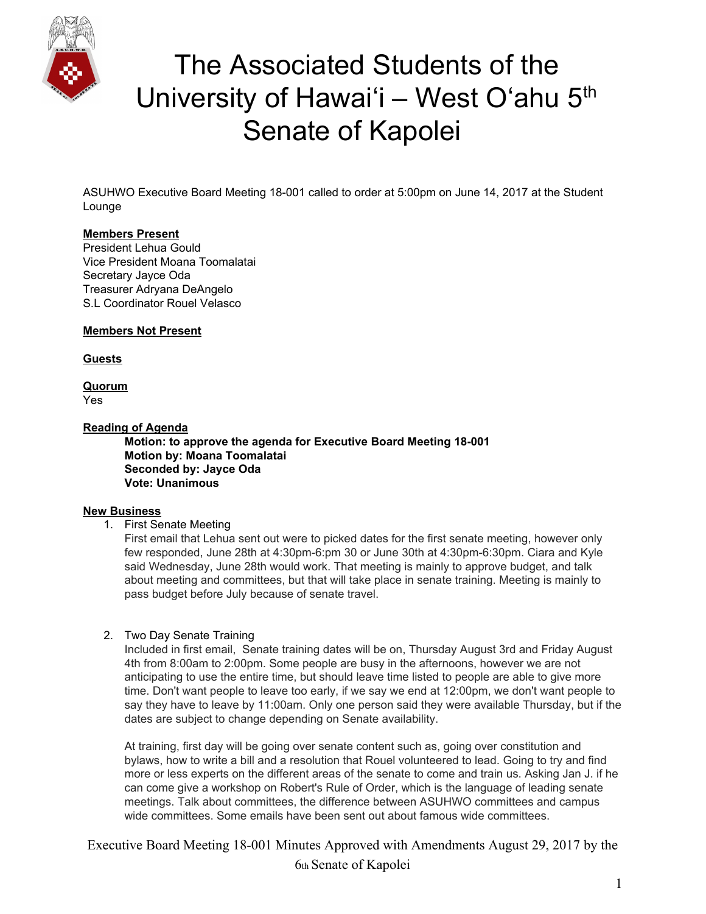# The Associated Students of the University of Hawai'i – West O'ahu 5th Senate of Kapolei

ASUHWO Executive Board Meeting 18-001 called to order at 5:00pm on June 14, 2017 at the Student Lounge

**Members Present**
President Lehua Gould
Vice President Moana Toomalatai
Secretary Jayce Oda
Treasurer Adryana DeAngelo
S.L Coordinator Rouel Velasco

**Members Not Present**

**Guests**

**Quorum**
Yes

**Reading of Agenda**

> **Motion: to approve the agenda for Executive Board Meeting 18-001**
> **Motion by: Moana Toomalatai**
> **Seconded by: Jayce Oda**
> **Vote: Unanimous**

**New Business**

1. First Senate Meeting
   First email that Lehua sent out were to picked dates for the first senate meeting, however only few responded, June 28th at 4:30pm-6:pm 30 or June 30th at 4:30pm-6:30pm. Ciara and Kyle said Wednesday, June 28th would work. That meeting is mainly to approve budget, and talk about meeting and committees, but that will take place in senate training. Meeting is mainly to pass budget before July because of senate travel.

2. Two Day Senate Training
   Included in first email, Senate training dates will be on, Thursday August 3rd and Friday August 4th from 8:00am to 2:00pm. Some people are busy in the afternoons, however we are not anticipating to use the entire time, but should leave time listed to people are able to give more time. Don't want people to leave too early, if we say we end at 12:00pm, we don't want people to say they have to leave by 11:00am. Only one person said they were available Thursday, but if the dates are subject to change depending on Senate availability.

   At training, first day will be going over senate content such as, going over constitution and bylaws, how to write a bill and a resolution that Rouel volunteered to lead. Going to try and find more or less experts on the different areas of the senate to come and train us. Asking Jan J. if he can come give a workshop on Robert's Rule of Order, which is the language of leading senate meetings. Talk about committees, the difference between ASUHWO committees and campus wide committees. Some emails have been sent out about famous wide committees.

Executive Board Meeting 18-001 Minutes Approved with Amendments August 29, 2017 by the 6th Senate of Kapolei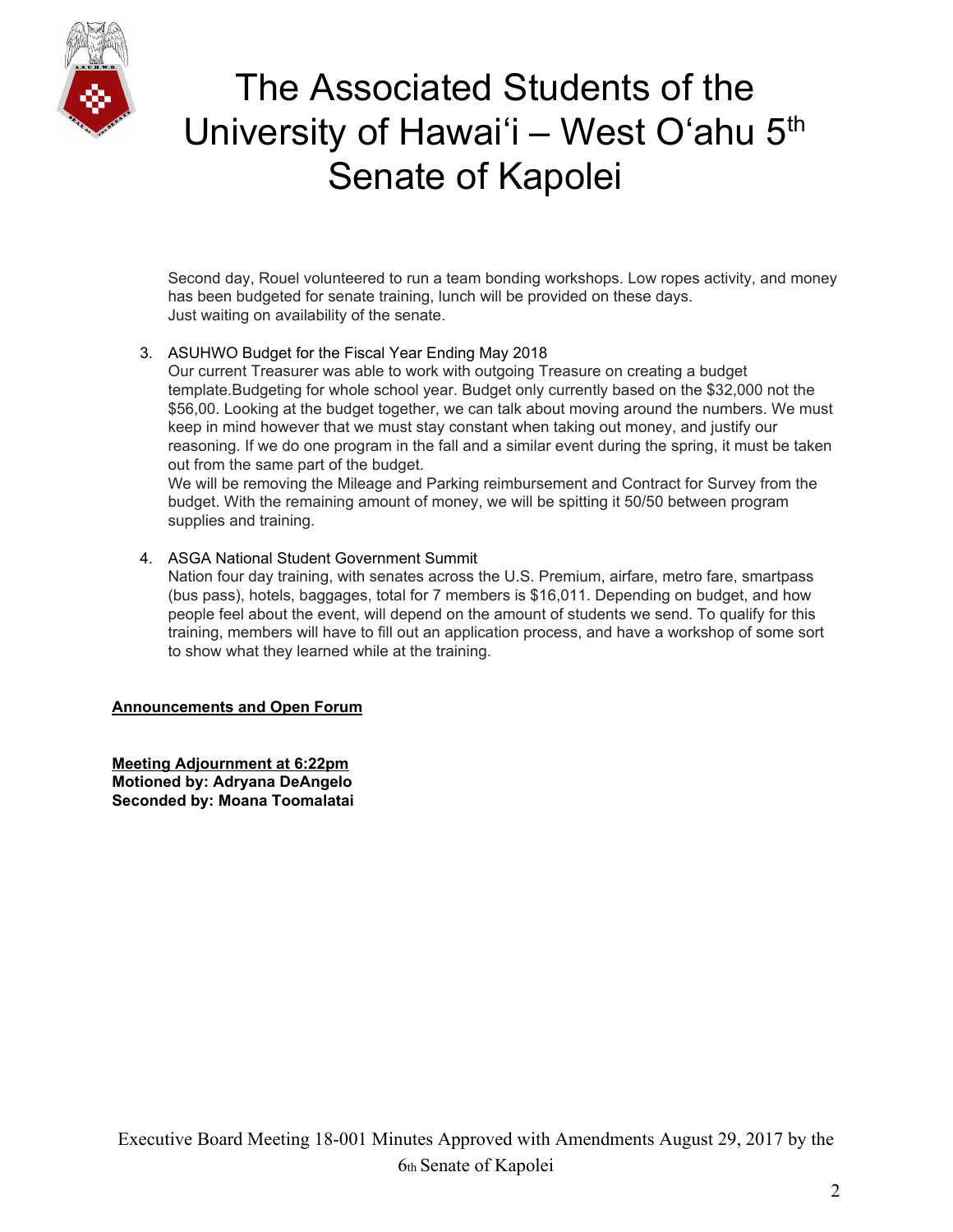Second day, Rouel volunteered to run a team bonding workshops. Low ropes activity, and money has been budgeted for senate training, lunch will be provided on these days.
Just waiting on availability of the senate.

3. ASUHWO Budget for the Fiscal Year Ending May 2018
   Our current Treasurer was able to work with outgoing Treasure on creating a budget template.Budgeting for whole school year. Budget only currently based on the $32,000 not the $56,00. Looking at the budget together, we can talk about moving around the numbers. We must keep in mind however that we must stay constant when taking out money, and justify our reasoning. If we do one program in the fall and a similar event during the spring, it must be taken out from the same part of the budget.
   We will be removing the Mileage and Parking reimbursement and Contract for Survey from the budget. With the remaining amount of money, we will be spitting it 50/50 between program supplies and training.

4. ASGA National Student Government Summit
   Nation four day training, with senates across the U.S. Premium, airfare, metro fare, smartpass (bus pass), hotels, baggages, total for 7 members is $16,011. Depending on budget, and how people feel about the event, will depend on the amount of students we send. To qualify for this training, members will have to fill out an application process, and have a workshop of some sort to show what they learned while at the training.

**Announcements and Open Forum**

**Meeting Adjournment at 6:22pm**
**Motioned by: Adryana DeAngelo**
**Seconded by: Moana Toomalatai**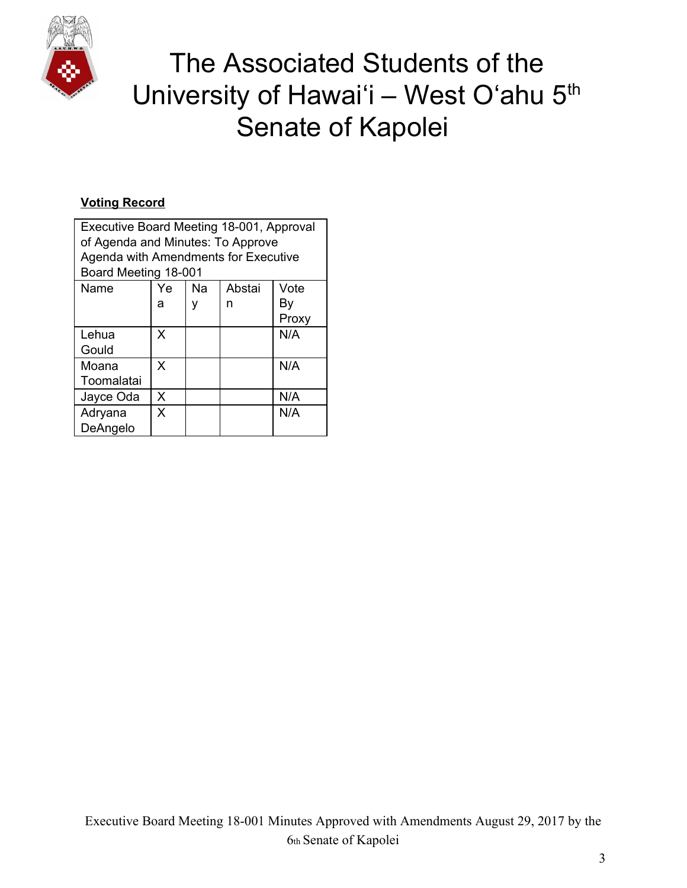**Voting Record**

| Executive Board Meeting 18-001, Approval of Agenda and Minutes: To Approve Agenda with Amendments for Executive Board Meeting 18-001 | | | | |
|---|---|---|---|---|
| Name | Yea | Nay | Abstain | Vote By Proxy |
| Lehua Gould | X | | | N/A |
| Moana Toomalatai | X | | | N/A |
| Jayce Oda | X | | | N/A |
| Adryana DeAngelo | X | | | N/A |